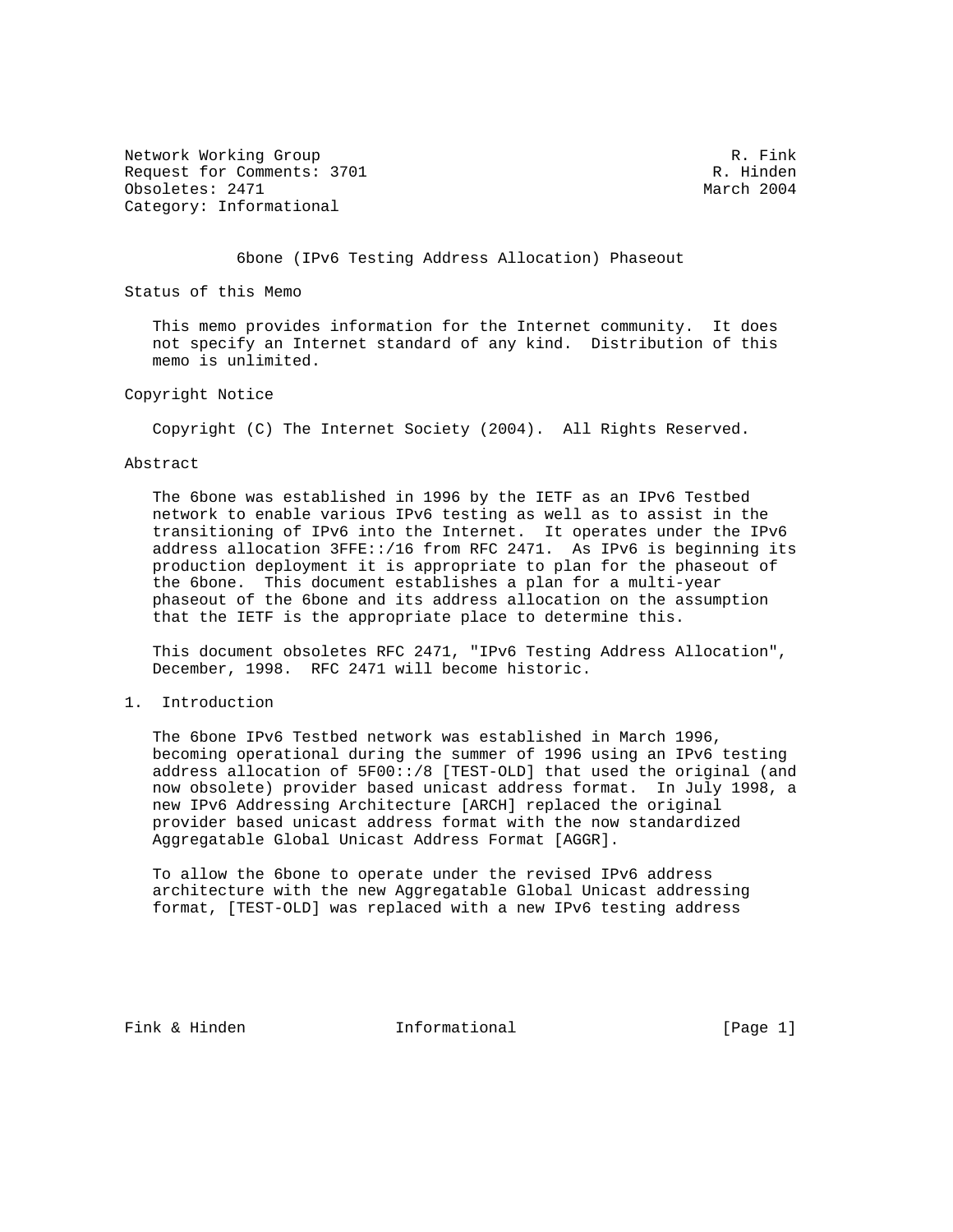Network Working Group R. Fink
Request for Comments: 3701 R. Hinden
Obsoletes: 2471 March 2004
Category: Informational

# 6bone (IPv6 Testing Address Allocation) Phaseout

## Status of this Memo

This memo provides information for the Internet community. It does not specify an Internet standard of any kind. Distribution of this memo is unlimited.

## Copyright Notice

Copyright (C) The Internet Society (2004). All Rights Reserved.

## Abstract

The 6bone was established in 1996 by the IETF as an IPv6 Testbed network to enable various IPv6 testing as well as to assist in the transitioning of IPv6 into the Internet. It operates under the IPv6 address allocation 3FFE::/16 from RFC 2471. As IPv6 is beginning its production deployment it is appropriate to plan for the phaseout of the 6bone. This document establishes a plan for a multi-year phaseout of the 6bone and its address allocation on the assumption that the IETF is the appropriate place to determine this.

This document obsoletes RFC 2471, "IPv6 Testing Address Allocation", December, 1998. RFC 2471 will become historic.

## 1. Introduction

The 6bone IPv6 Testbed network was established in March 1996, becoming operational during the summer of 1996 using an IPv6 testing address allocation of 5F00::/8 [TEST-OLD] that used the original (and now obsolete) provider based unicast address format. In July 1998, a new IPv6 Addressing Architecture [ARCH] replaced the original provider based unicast address format with the now standardized Aggregatable Global Unicast Address Format [AGGR].

To allow the 6bone to operate under the revised IPv6 address architecture with the new Aggregatable Global Unicast addressing format, [TEST-OLD] was replaced with a new IPv6 testing address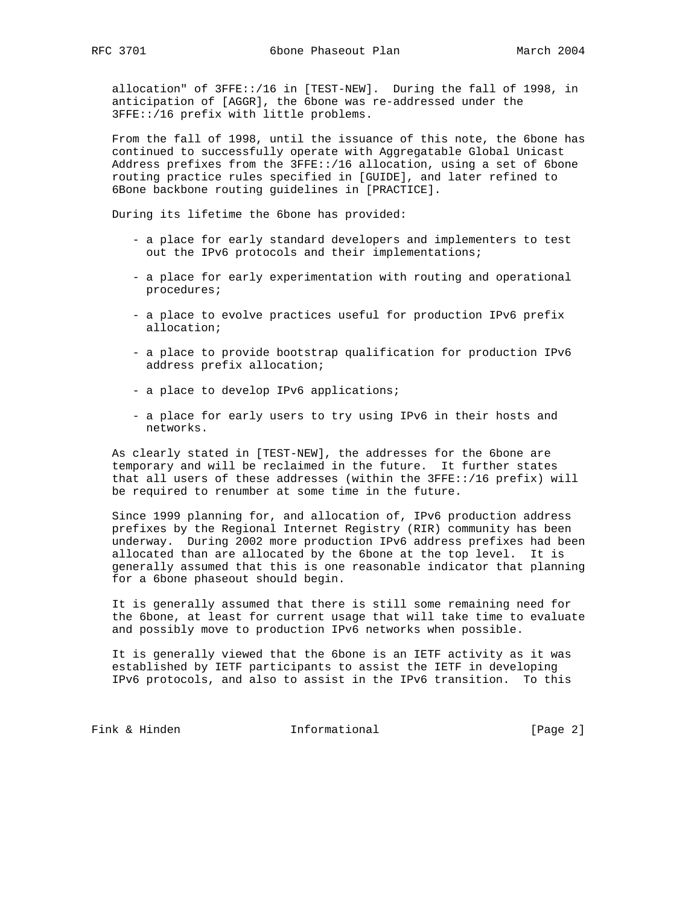allocation" of 3FFE::/16 in [TEST-NEW]. During the fall of 1998, in anticipation of [AGGR], the 6bone was re-addressed under the 3FFE::/16 prefix with little problems.

From the fall of 1998, until the issuance of this note, the 6bone has continued to successfully operate with Aggregatable Global Unicast Address prefixes from the 3FFE::/16 allocation, using a set of 6bone routing practice rules specified in [GUIDE], and later refined to 6Bone backbone routing guidelines in [PRACTICE].

During its lifetime the 6bone has provided:

- a place for early standard developers and implementers to test out the IPv6 protocols and their implementations;
- a place for early experimentation with routing and operational procedures;
- a place to evolve practices useful for production IPv6 prefix allocation;
- a place to provide bootstrap qualification for production IPv6 address prefix allocation;
- a place to develop IPv6 applications;
- a place for early users to try using IPv6 in their hosts and networks.

As clearly stated in [TEST-NEW], the addresses for the 6bone are temporary and will be reclaimed in the future. It further states that all users of these addresses (within the 3FFE::/16 prefix) will be required to renumber at some time in the future.

Since 1999 planning for, and allocation of, IPv6 production address prefixes by the Regional Internet Registry (RIR) community has been underway. During 2002 more production IPv6 address prefixes had been allocated than are allocated by the 6bone at the top level. It is generally assumed that this is one reasonable indicator that planning for a 6bone phaseout should begin.

It is generally assumed that there is still some remaining need for the 6bone, at least for current usage that will take time to evaluate and possibly move to production IPv6 networks when possible.

It is generally viewed that the 6bone is an IETF activity as it was established by IETF participants to assist the IETF in developing IPv6 protocols, and also to assist in the IPv6 transition. To this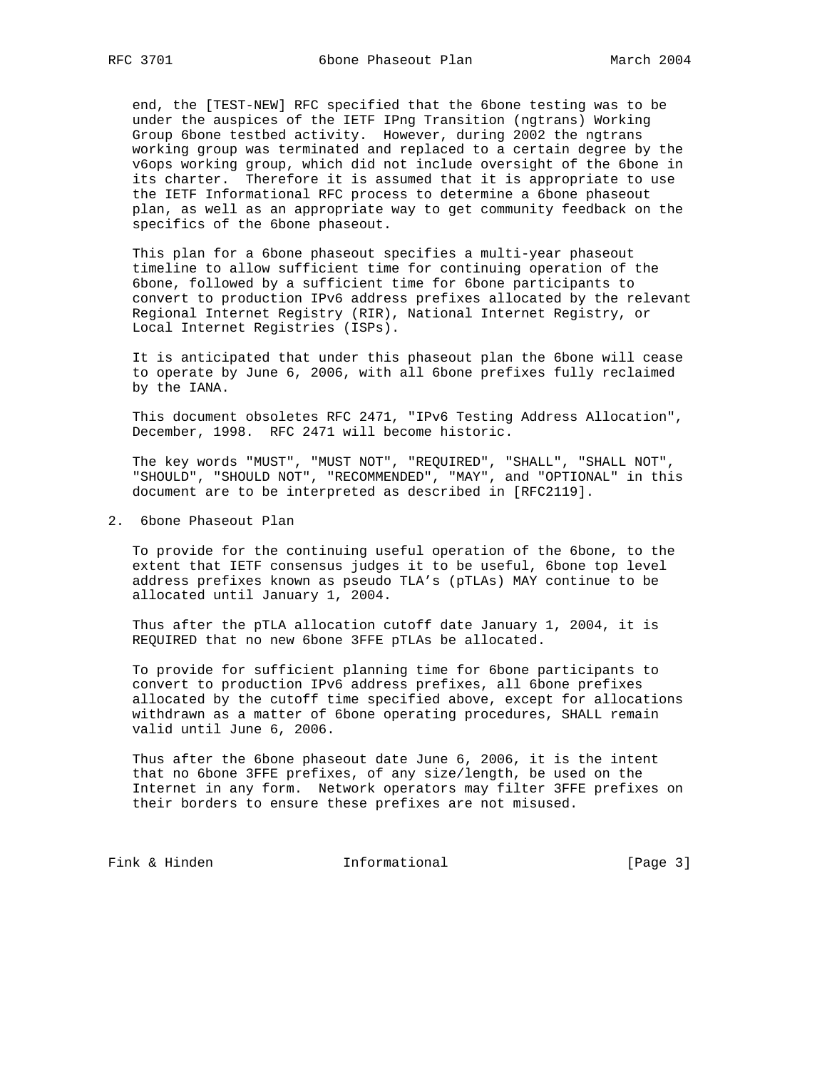end, the [TEST-NEW] RFC specified that the 6bone testing was to be under the auspices of the IETF IPng Transition (ngtrans) Working Group 6bone testbed activity. However, during 2002 the ngtrans working group was terminated and replaced to a certain degree by the v6ops working group, which did not include oversight of the 6bone in its charter. Therefore it is assumed that it is appropriate to use the IETF Informational RFC process to determine a 6bone phaseout plan, as well as an appropriate way to get community feedback on the specifics of the 6bone phaseout.

This plan for a 6bone phaseout specifies a multi-year phaseout timeline to allow sufficient time for continuing operation of the 6bone, followed by a sufficient time for 6bone participants to convert to production IPv6 address prefixes allocated by the relevant Regional Internet Registry (RIR), National Internet Registry, or Local Internet Registries (ISPs).

It is anticipated that under this phaseout plan the 6bone will cease to operate by June 6, 2006, with all 6bone prefixes fully reclaimed by the IANA.

This document obsoletes RFC 2471, "IPv6 Testing Address Allocation", December, 1998. RFC 2471 will become historic.

The key words "MUST", "MUST NOT", "REQUIRED", "SHALL", "SHALL NOT", "SHOULD", "SHOULD NOT", "RECOMMENDED", "MAY", and "OPTIONAL" in this document are to be interpreted as described in [RFC2119].

## 2. 6bone Phaseout Plan

To provide for the continuing useful operation of the 6bone, to the extent that IETF consensus judges it to be useful, 6bone top level address prefixes known as pseudo TLA's (pTLAs) MAY continue to be allocated until January 1, 2004.

Thus after the pTLA allocation cutoff date January 1, 2004, it is REQUIRED that no new 6bone 3FFE pTLAs be allocated.

To provide for sufficient planning time for 6bone participants to convert to production IPv6 address prefixes, all 6bone prefixes allocated by the cutoff time specified above, except for allocations withdrawn as a matter of 6bone operating procedures, SHALL remain valid until June 6, 2006.

Thus after the 6bone phaseout date June 6, 2006, it is the intent that no 6bone 3FFE prefixes, of any size/length, be used on the Internet in any form. Network operators may filter 3FFE prefixes on their borders to ensure these prefixes are not misused.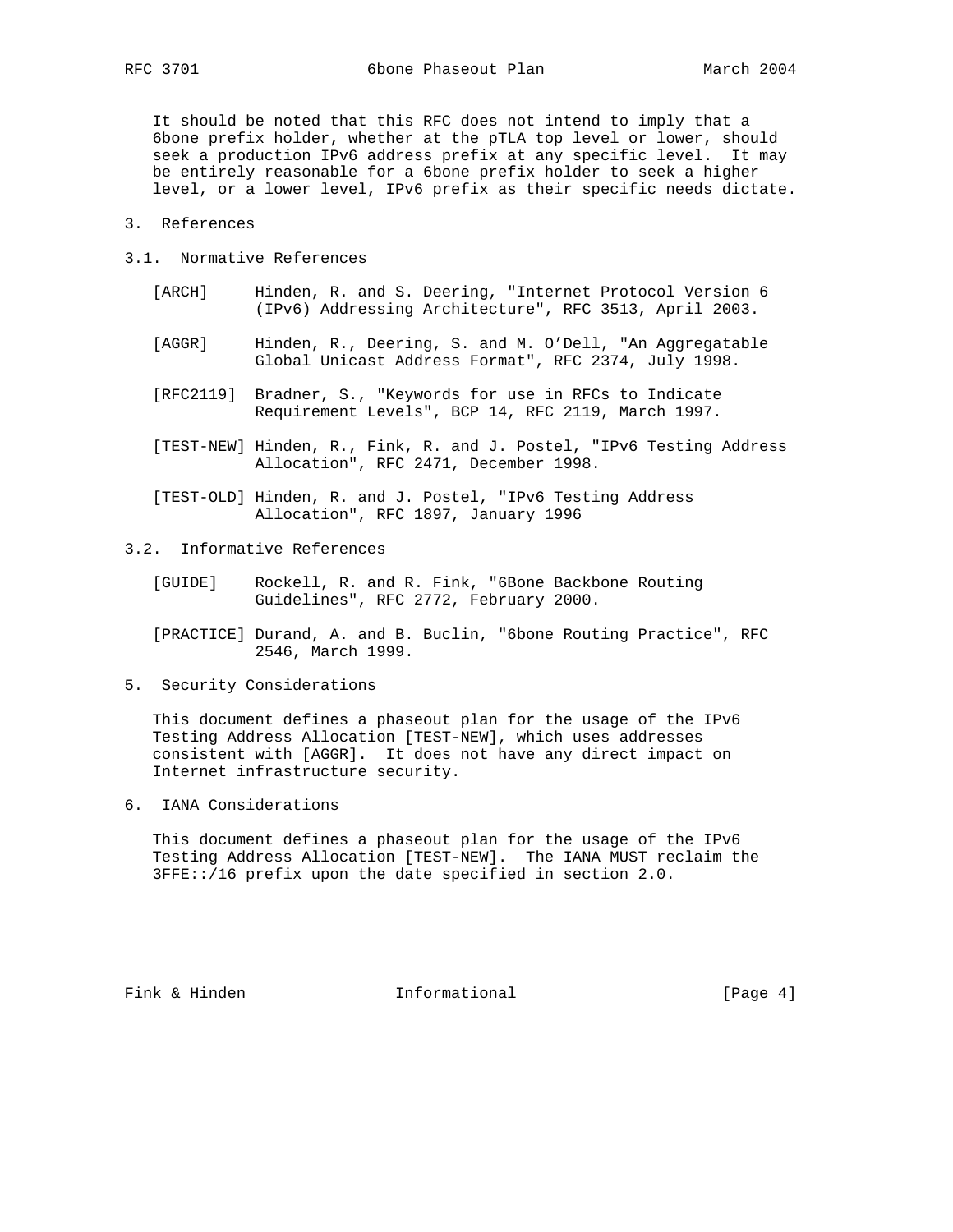It should be noted that this RFC does not intend to imply that a 6bone prefix holder, whether at the pTLA top level or lower, should seek a production IPv6 address prefix at any specific level. It may be entirely reasonable for a 6bone prefix holder to seek a higher level, or a lower level, IPv6 prefix as their specific needs dictate.

## 3. References

### 3.1. Normative References

[ARCH] Hinden, R. and S. Deering, "Internet Protocol Version 6 (IPv6) Addressing Architecture", RFC 3513, April 2003.

[AGGR] Hinden, R., Deering, S. and M. O'Dell, "An Aggregatable Global Unicast Address Format", RFC 2374, July 1998.

[RFC2119] Bradner, S., "Keywords for use in RFCs to Indicate Requirement Levels", BCP 14, RFC 2119, March 1997.

[TEST-NEW] Hinden, R., Fink, R. and J. Postel, "IPv6 Testing Address Allocation", RFC 2471, December 1998.

[TEST-OLD] Hinden, R. and J. Postel, "IPv6 Testing Address Allocation", RFC 1897, January 1996

### 3.2. Informative References

[GUIDE] Rockell, R. and R. Fink, "6Bone Backbone Routing Guidelines", RFC 2772, February 2000.

[PRACTICE] Durand, A. and B. Buclin, "6bone Routing Practice", RFC 2546, March 1999.

## 5. Security Considerations

This document defines a phaseout plan for the usage of the IPv6 Testing Address Allocation [TEST-NEW], which uses addresses consistent with [AGGR]. It does not have any direct impact on Internet infrastructure security.

## 6. IANA Considerations

This document defines a phaseout plan for the usage of the IPv6 Testing Address Allocation [TEST-NEW]. The IANA MUST reclaim the 3FFE::/16 prefix upon the date specified in section 2.0.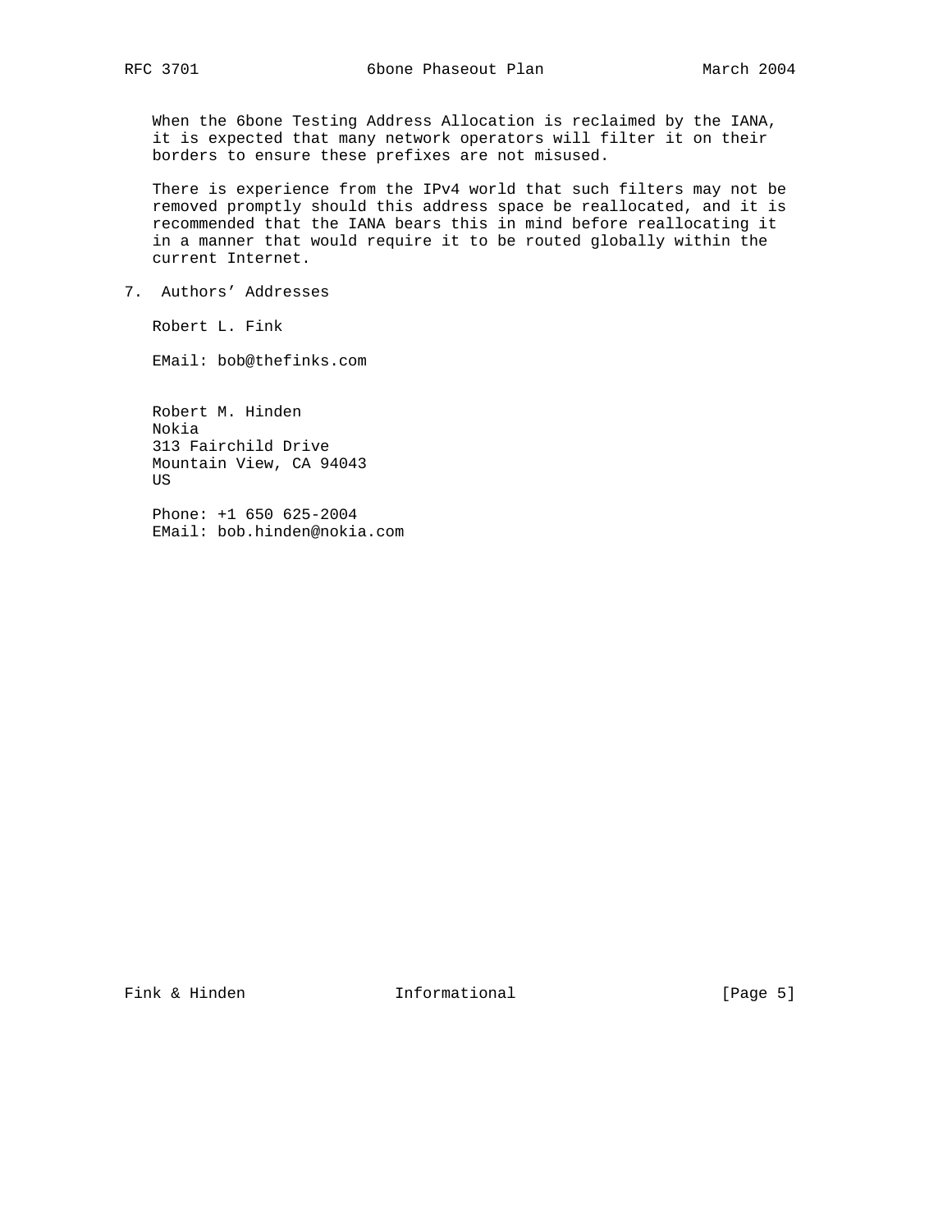When the 6bone Testing Address Allocation is reclaimed by the IANA, it is expected that many network operators will filter it on their borders to ensure these prefixes are not misused.

There is experience from the IPv4 world that such filters may not be removed promptly should this address space be reallocated, and it is recommended that the IANA bears this in mind before reallocating it in a manner that would require it to be routed globally within the current Internet.

## 7. Authors' Addresses

Robert L. Fink

EMail: bob@thefinks.com

Robert M. Hinden
Nokia
313 Fairchild Drive
Mountain View, CA 94043
US

Phone: +1 650 625-2004
EMail: bob.hinden@nokia.com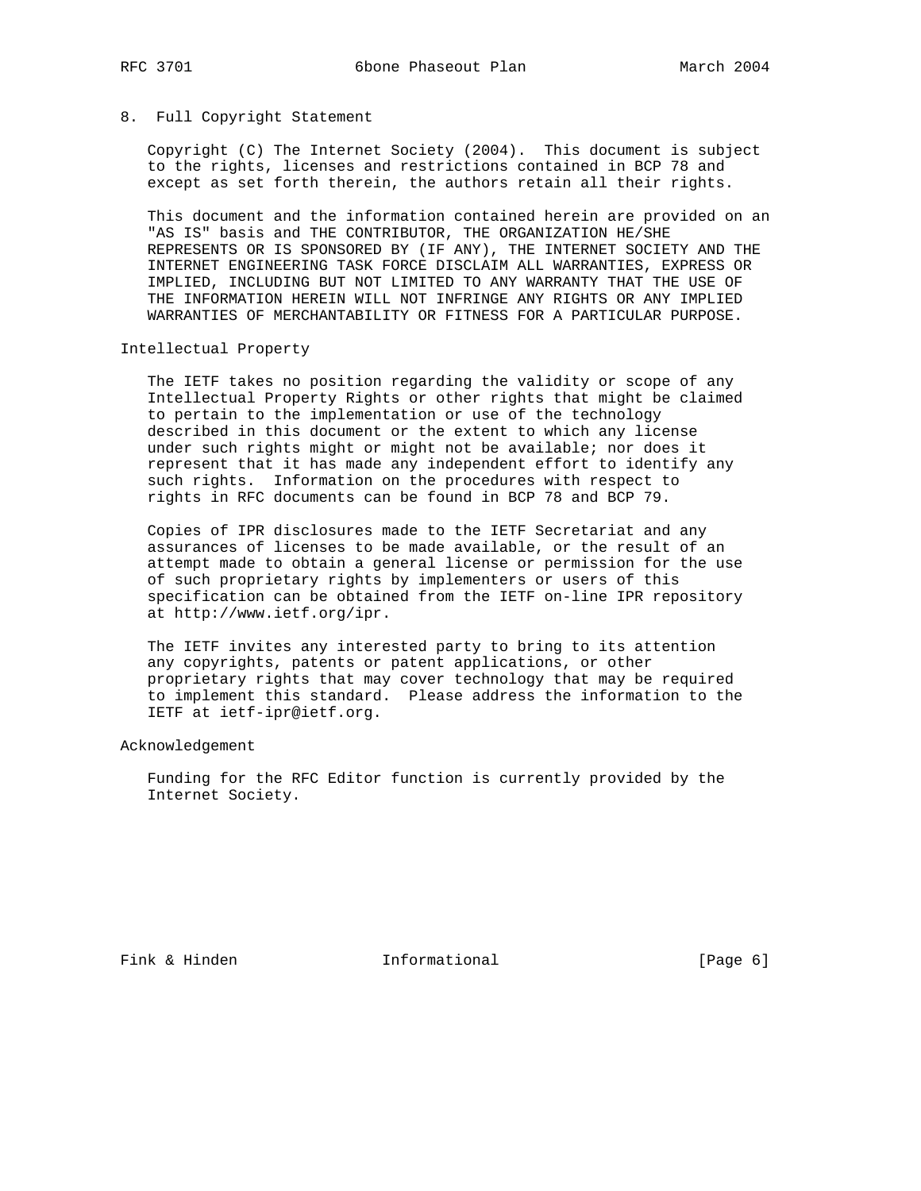## 8. Full Copyright Statement

Copyright (C) The Internet Society (2004). This document is subject to the rights, licenses and restrictions contained in BCP 78 and except as set forth therein, the authors retain all their rights.

This document and the information contained herein are provided on an "AS IS" basis and THE CONTRIBUTOR, THE ORGANIZATION HE/SHE REPRESENTS OR IS SPONSORED BY (IF ANY), THE INTERNET SOCIETY AND THE INTERNET ENGINEERING TASK FORCE DISCLAIM ALL WARRANTIES, EXPRESS OR IMPLIED, INCLUDING BUT NOT LIMITED TO ANY WARRANTY THAT THE USE OF THE INFORMATION HEREIN WILL NOT INFRINGE ANY RIGHTS OR ANY IMPLIED WARRANTIES OF MERCHANTABILITY OR FITNESS FOR A PARTICULAR PURPOSE.

### Intellectual Property

The IETF takes no position regarding the validity or scope of any Intellectual Property Rights or other rights that might be claimed to pertain to the implementation or use of the technology described in this document or the extent to which any license under such rights might or might not be available; nor does it represent that it has made any independent effort to identify any such rights. Information on the procedures with respect to rights in RFC documents can be found in BCP 78 and BCP 79.

Copies of IPR disclosures made to the IETF Secretariat and any assurances of licenses to be made available, or the result of an attempt made to obtain a general license or permission for the use of such proprietary rights by implementers or users of this specification can be obtained from the IETF on-line IPR repository at http://www.ietf.org/ipr.

The IETF invites any interested party to bring to its attention any copyrights, patents or patent applications, or other proprietary rights that may cover technology that may be required to implement this standard. Please address the information to the IETF at ietf-ipr@ietf.org.

### Acknowledgement

Funding for the RFC Editor function is currently provided by the Internet Society.